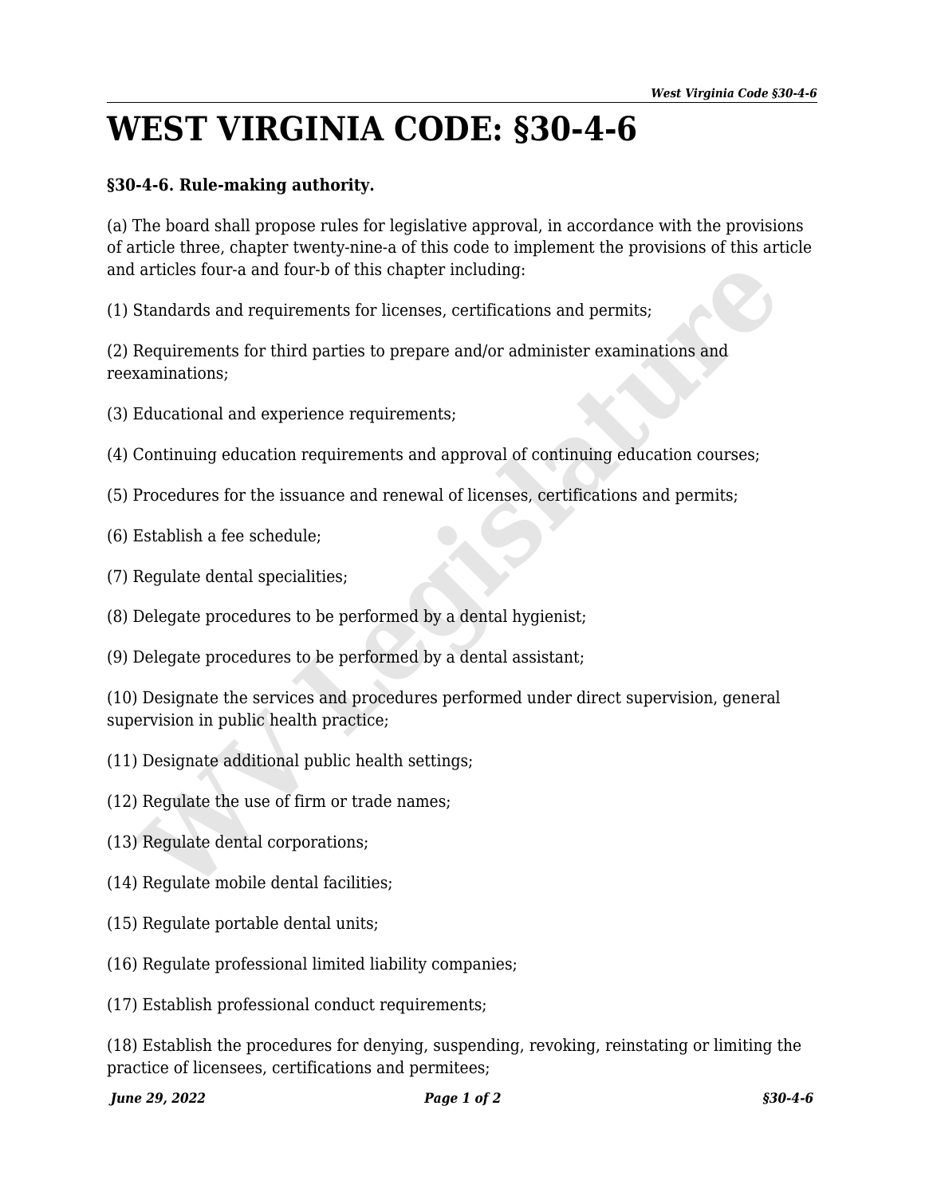# WEST VIRGINIA CODE: §30-4-6

**§30-4-6. Rule-making authority.**

(a) The board shall propose rules for legislative approval, in accordance with the provisions of article three, chapter twenty-nine-a of this code to implement the provisions of this article and articles four-a and four-b of this chapter including:

(1) Standards and requirements for licenses, certifications and permits;

(2) Requirements for third parties to prepare and/or administer examinations and reexaminations;

(3) Educational and experience requirements;

(4) Continuing education requirements and approval of continuing education courses;

(5) Procedures for the issuance and renewal of licenses, certifications and permits;

(6) Establish a fee schedule;

(7) Regulate dental specialities;

(8) Delegate procedures to be performed by a dental hygienist;

(9) Delegate procedures to be performed by a dental assistant;

(10) Designate the services and procedures performed under direct supervision, general supervision in public health practice;

(11) Designate additional public health settings;

(12) Regulate the use of firm or trade names;

(13) Regulate dental corporations;

(14) Regulate mobile dental facilities;

(15) Regulate portable dental units;

(16) Regulate professional limited liability companies;

(17) Establish professional conduct requirements;

(18) Establish the procedures for denying, suspending, revoking, reinstating or limiting the practice of licensees, certifications and permitees;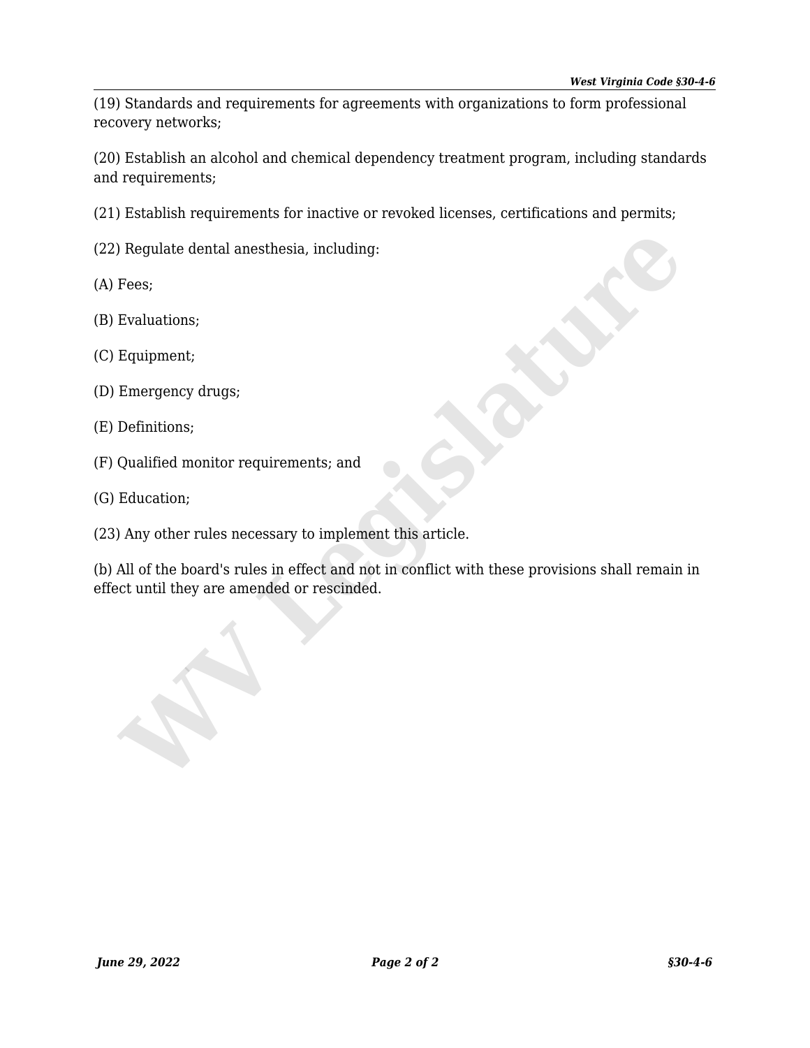(19) Standards and requirements for agreements with organizations to form professional recovery networks;

(20) Establish an alcohol and chemical dependency treatment program, including standards and requirements;

(21) Establish requirements for inactive or revoked licenses, certifications and permits;

(22) Regulate dental anesthesia, including:

(A) Fees;

(B) Evaluations;

(C) Equipment;

(D) Emergency drugs;

(E) Definitions;

(F) Qualified monitor requirements; and

(G) Education;

(23) Any other rules necessary to implement this article.

(b) All of the board's rules in effect and not in conflict with these provisions shall remain in effect until they are amended or rescinded.